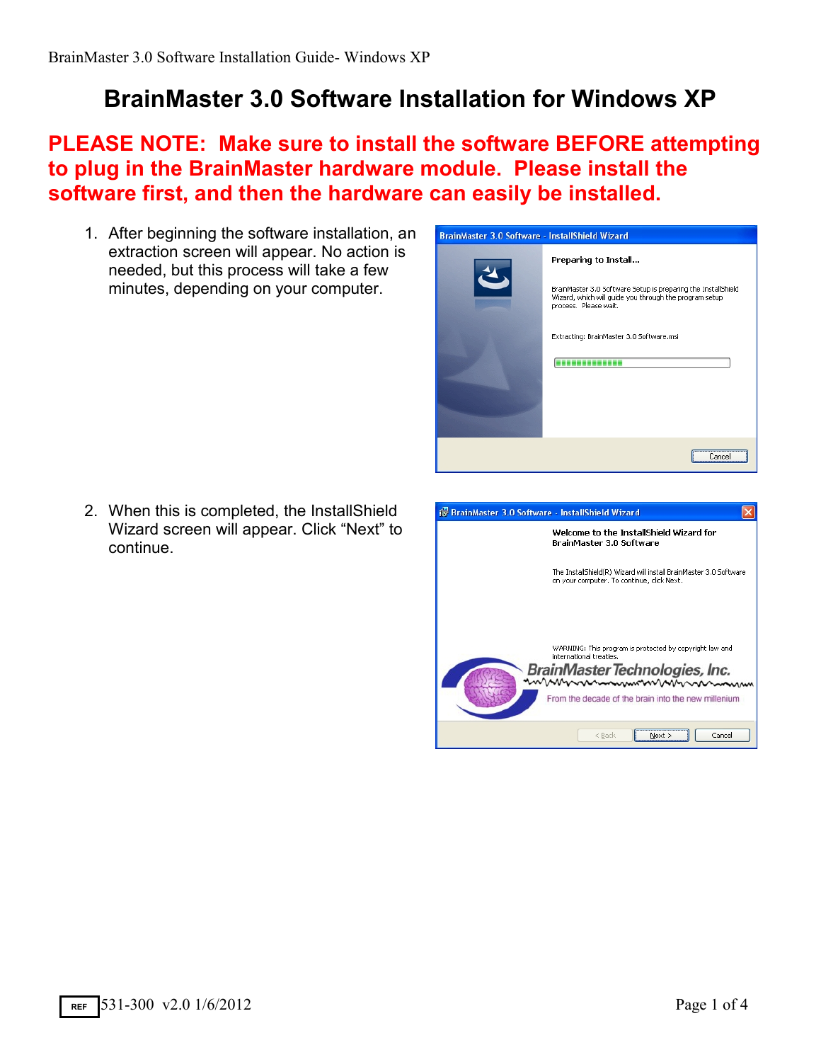# BrainMaster 3.0 Software Installation for Windows XP

**PLEASE NOTE: Make sure to install the software BEFORE attempting to plug in the BrainMaster hardware module. Please install the software first, and then the hardware can easily be installed.**

1. After beginning the software installation, an extraction screen will appear. No action is needed, but this process will take a few minutes, depending on your computer.

2. When this is completed, the InstallShield Wizard screen will appear. Click "Next" to continue.

REF 531-300 v2.0 1/6/2012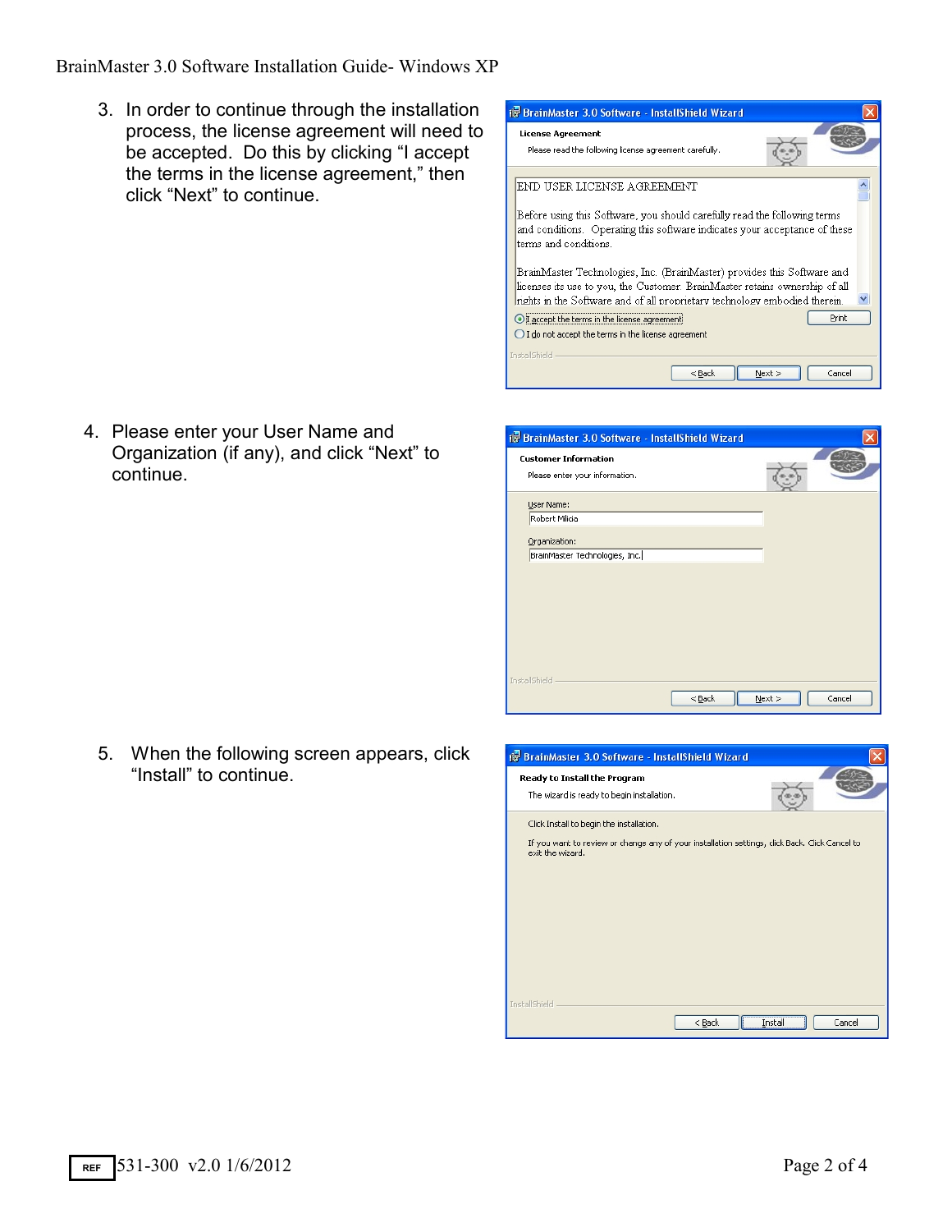3. In order to continue through the installation process, the license agreement will need to be accepted. Do this by clicking "I accept the terms in the license agreement," then click "Next" to continue.

4. Please enter your User Name and Organization (if any), and click "Next" to continue.

5. When the following screen appears, click "Install" to continue.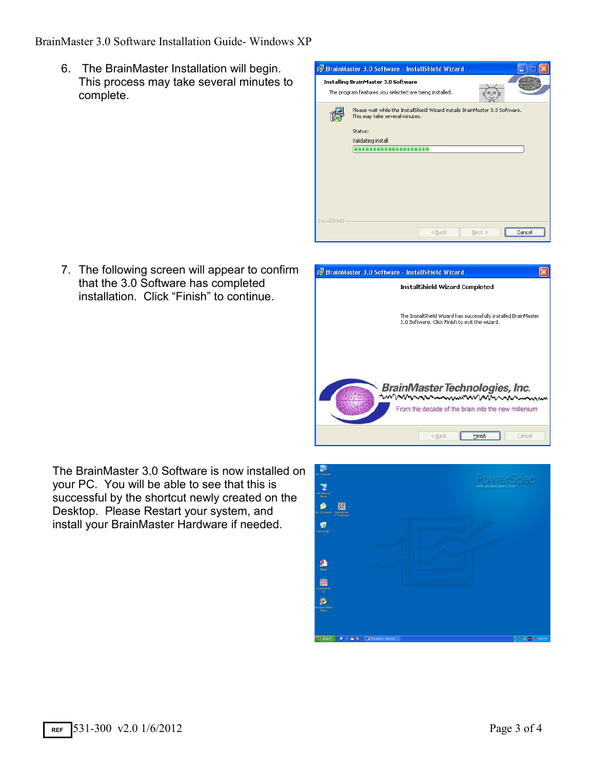6. The BrainMaster Installation will begin. This process may take several minutes to complete.

7. The following screen will appear to confirm that the 3.0 Software has completed installation. Click “Finish” to continue.

The BrainMaster 3.0 Software is now installed on your PC. You will be able to see that this is successful by the shortcut newly created on the Desktop. Please Restart your system, and install your BrainMaster Hardware if needed.

REF 531-300 v2.0 1/6/2012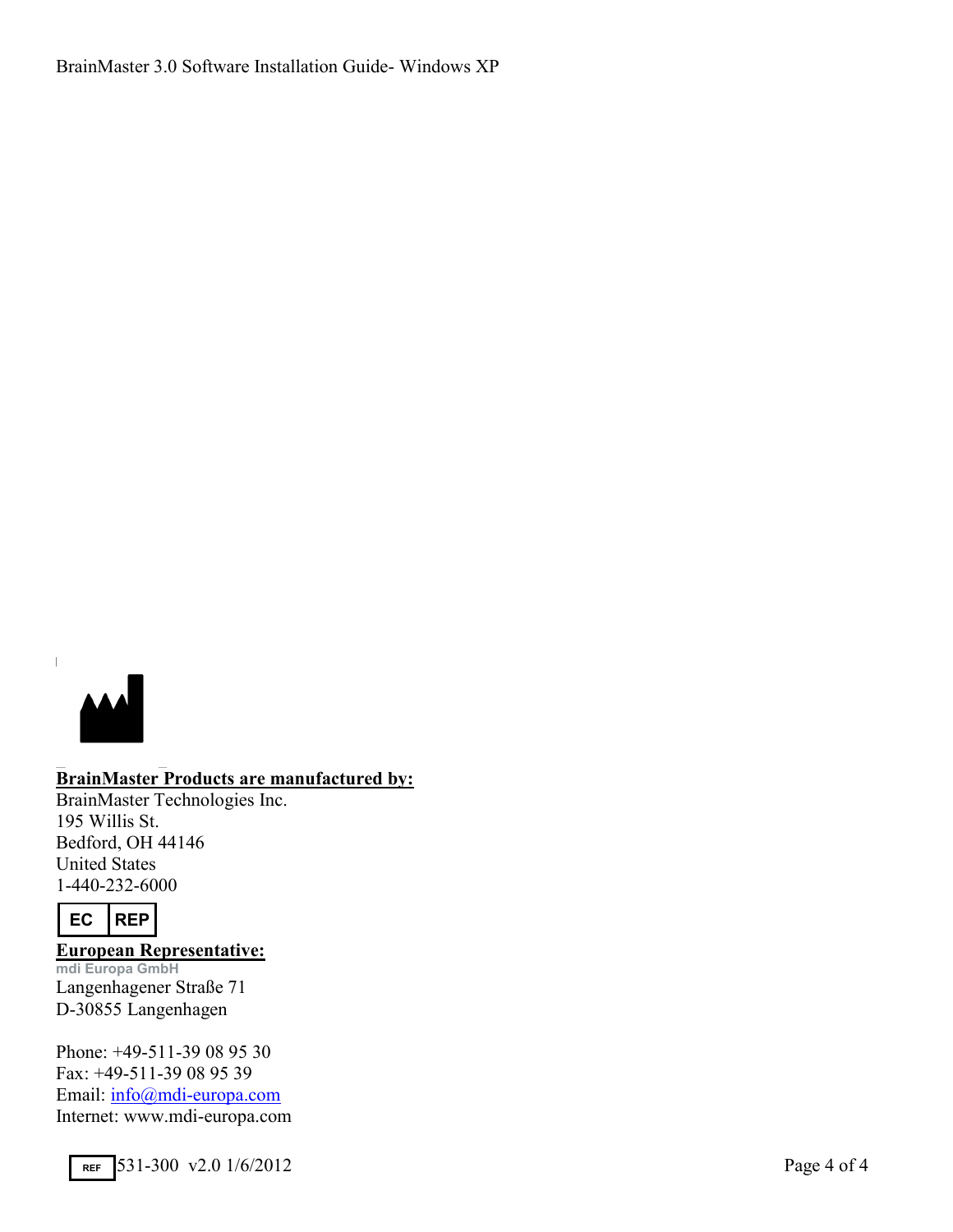**BrainMaster Products are manufactured by:**
BrainMaster Technologies Inc.
195 Willis St.
Bedford, OH 44146
United States
1-440-232-6000

EC REP

**European Representative:**
mdi Europa GmbH
Langenhagener Straße 71
D-30855 Langenhagen

Phone: +49-511-39 08 95 30
Fax: +49-511-39 08 95 39
Email: info@mdi-europa.com
Internet: www.mdi-europa.com

REF 531-300 v2.0 1/6/2012